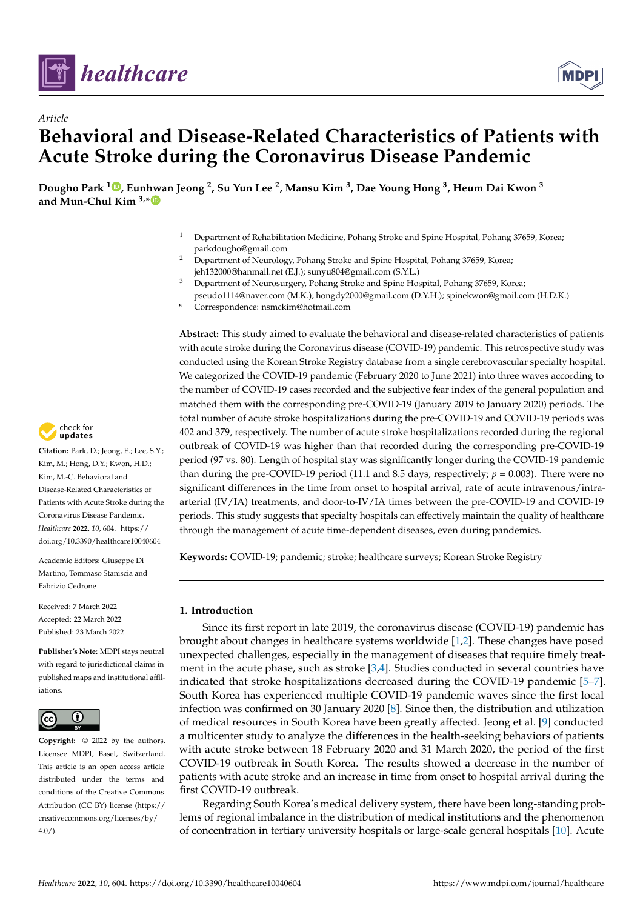Article

# Behavioral and Disease-Related Characteristics of Patients with Acute Stroke during the Coronavirus Disease Pandemic

**Dougho Park [1], Eunhwan Jeong [2], Su Yun Lee [2], Mansu Kim [3], Dae Young Hong [3], Heum Dai Kwon [3] and Mun-Chul Kim [3,*]**

[1] Department of Rehabilitation Medicine, Pohang Stroke and Spine Hospital, Pohang 37659, Korea; parkdougho@gmail.com

[2] Department of Neurology, Pohang Stroke and Spine Hospital, Pohang 37659, Korea; jeh132000@hanmail.net (E.J.); sunyu804@gmail.com (S.Y.L.)

[3] Department of Neurosurgery, Pohang Stroke and Spine Hospital, Pohang 37659, Korea; pseudo1114@naver.com (M.K.); hongdy2000@gmail.com (D.Y.H.); spinekwon@gmail.com (H.D.K.)

\* Correspondence: nsmckim@hotmail.com

**Abstract:** This study aimed to evaluate the behavioral and disease-related characteristics of patients with acute stroke during the Coronavirus disease (COVID-19) pandemic. This retrospective study was conducted using the Korean Stroke Registry database from a single cerebrovascular specialty hospital. We categorized the COVID-19 pandemic (February 2020 to June 2021) into three waves according to the number of COVID-19 cases recorded and the subjective fear index of the general population and matched them with the corresponding pre-COVID-19 (January 2019 to January 2020) periods. The total number of acute stroke hospitalizations during the pre-COVID-19 and COVID-19 periods was 402 and 379, respectively. The number of acute stroke hospitalizations recorded during the regional outbreak of COVID-19 was higher than that recorded during the corresponding pre-COVID-19 period (97 vs. 80). Length of hospital stay was significantly longer during the COVID-19 pandemic than during the pre-COVID-19 period (11.1 and 8.5 days, respectively; $p = 0.003$). There were no significant differences in the time from onset to hospital arrival, rate of acute intravenous/intra-arterial (IV/IA) treatments, and door-to-IV/IA times between the pre-COVID-19 and COVID-19 periods. This study suggests that specialty hospitals can effectively maintain the quality of healthcare through the management of acute time-dependent diseases, even during pandemics.

**Keywords:** COVID-19; pandemic; stroke; healthcare surveys; Korean Stroke Registry

**Citation:** Park, D.; Jeong, E.; Lee, S.Y.; Kim, M.; Hong, D.Y.; Kwon, H.D.; Kim, M.-C. Behavioral and Disease-Related Characteristics of Patients with Acute Stroke during the Coronavirus Disease Pandemic. *Healthcare* **2022**, *10*, 604. https://doi.org/10.3390/healthcare10040604

Academic Editors: Giuseppe Di Martino, Tommaso Staniscia and Fabrizio Cedrone

Received: 7 March 2022
Accepted: 22 March 2022
Published: 23 March 2022

**Publisher's Note:** MDPI stays neutral with regard to jurisdictional claims in published maps and institutional affiliations.

**Copyright:** © 2022 by the authors. Licensee MDPI, Basel, Switzerland. This article is an open access article distributed under the terms and conditions of the Creative Commons Attribution (CC BY) license (https://creativecommons.org/licenses/by/4.0/).

## 1. Introduction

Since its first report in late 2019, the coronavirus disease (COVID-19) pandemic has brought about changes in healthcare systems worldwide [1,2]. These changes have posed unexpected challenges, especially in the management of diseases that require timely treatment in the acute phase, such as stroke [3,4]. Studies conducted in several countries have indicated that stroke hospitalizations decreased during the COVID-19 pandemic [5–7]. South Korea has experienced multiple COVID-19 pandemic waves since the first local infection was confirmed on 30 January 2020 [8]. Since then, the distribution and utilization of medical resources in South Korea have been greatly affected. Jeong et al. [9] conducted a multicenter study to analyze the differences in the health-seeking behaviors of patients with acute stroke between 18 February 2020 and 31 March 2020, the period of the first COVID-19 outbreak in South Korea. The results showed a decrease in the number of patients with acute stroke and an increase in time from onset to hospital arrival during the first COVID-19 outbreak.

Regarding South Korea's medical delivery system, there have been long-standing problems of regional imbalance in the distribution of medical institutions and the phenomenon of concentration in tertiary university hospitals or large-scale general hospitals [10]. Acute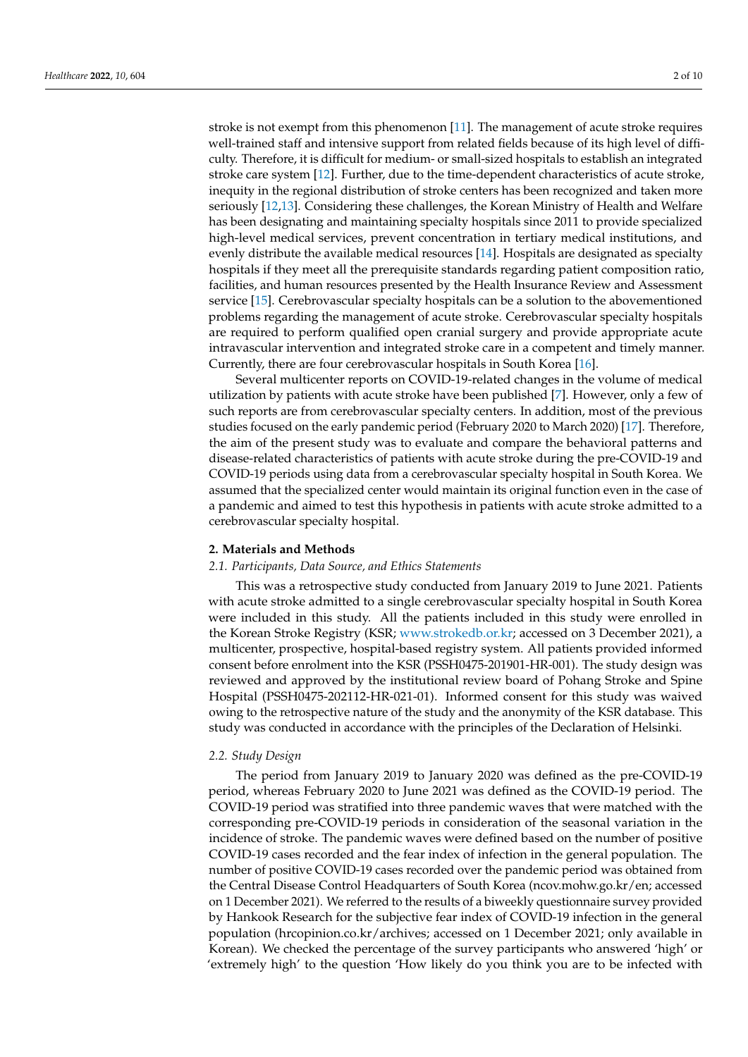stroke is not exempt from this phenomenon [11]. The management of acute stroke requires well-trained staff and intensive support from related fields because of its high level of difficulty. Therefore, it is difficult for medium- or small-sized hospitals to establish an integrated stroke care system [12]. Further, due to the time-dependent characteristics of acute stroke, inequity in the regional distribution of stroke centers has been recognized and taken more seriously [12,13]. Considering these challenges, the Korean Ministry of Health and Welfare has been designating and maintaining specialty hospitals since 2011 to provide specialized high-level medical services, prevent concentration in tertiary medical institutions, and evenly distribute the available medical resources [14]. Hospitals are designated as specialty hospitals if they meet all the prerequisite standards regarding patient composition ratio, facilities, and human resources presented by the Health Insurance Review and Assessment service [15]. Cerebrovascular specialty hospitals can be a solution to the abovementioned problems regarding the management of acute stroke. Cerebrovascular specialty hospitals are required to perform qualified open cranial surgery and provide appropriate acute intravascular intervention and integrated stroke care in a competent and timely manner. Currently, there are four cerebrovascular hospitals in South Korea [16].

Several multicenter reports on COVID-19-related changes in the volume of medical utilization by patients with acute stroke have been published [7]. However, only a few of such reports are from cerebrovascular specialty centers. In addition, most of the previous studies focused on the early pandemic period (February 2020 to March 2020) [17]. Therefore, the aim of the present study was to evaluate and compare the behavioral patterns and disease-related characteristics of patients with acute stroke during the pre-COVID-19 and COVID-19 periods using data from a cerebrovascular specialty hospital in South Korea. We assumed that the specialized center would maintain its original function even in the case of a pandemic and aimed to test this hypothesis in patients with acute stroke admitted to a cerebrovascular specialty hospital.

## 2. Materials and Methods

### 2.1. Participants, Data Source, and Ethics Statements

This was a retrospective study conducted from January 2019 to June 2021. Patients with acute stroke admitted to a single cerebrovascular specialty hospital in South Korea were included in this study. All the patients included in this study were enrolled in the Korean Stroke Registry (KSR; www.strokedb.or.kr; accessed on 3 December 2021), a multicenter, prospective, hospital-based registry system. All patients provided informed consent before enrolment into the KSR (PSSH0475-201901-HR-001). The study design was reviewed and approved by the institutional review board of Pohang Stroke and Spine Hospital (PSSH0475-202112-HR-021-01). Informed consent for this study was waived owing to the retrospective nature of the study and the anonymity of the KSR database. This study was conducted in accordance with the principles of the Declaration of Helsinki.

### 2.2. Study Design

The period from January 2019 to January 2020 was defined as the pre-COVID-19 period, whereas February 2020 to June 2021 was defined as the COVID-19 period. The COVID-19 period was stratified into three pandemic waves that were matched with the corresponding pre-COVID-19 periods in consideration of the seasonal variation in the incidence of stroke. The pandemic waves were defined based on the number of positive COVID-19 cases recorded and the fear index of infection in the general population. The number of positive COVID-19 cases recorded over the pandemic period was obtained from the Central Disease Control Headquarters of South Korea (ncov.mohw.go.kr/en; accessed on 1 December 2021). We referred to the results of a biweekly questionnaire survey provided by Hankook Research for the subjective fear index of COVID-19 infection in the general population (hrcopinion.co.kr/archives; accessed on 1 December 2021; only available in Korean). We checked the percentage of the survey participants who answered 'high' or 'extremely high' to the question 'How likely do you think you are to be infected with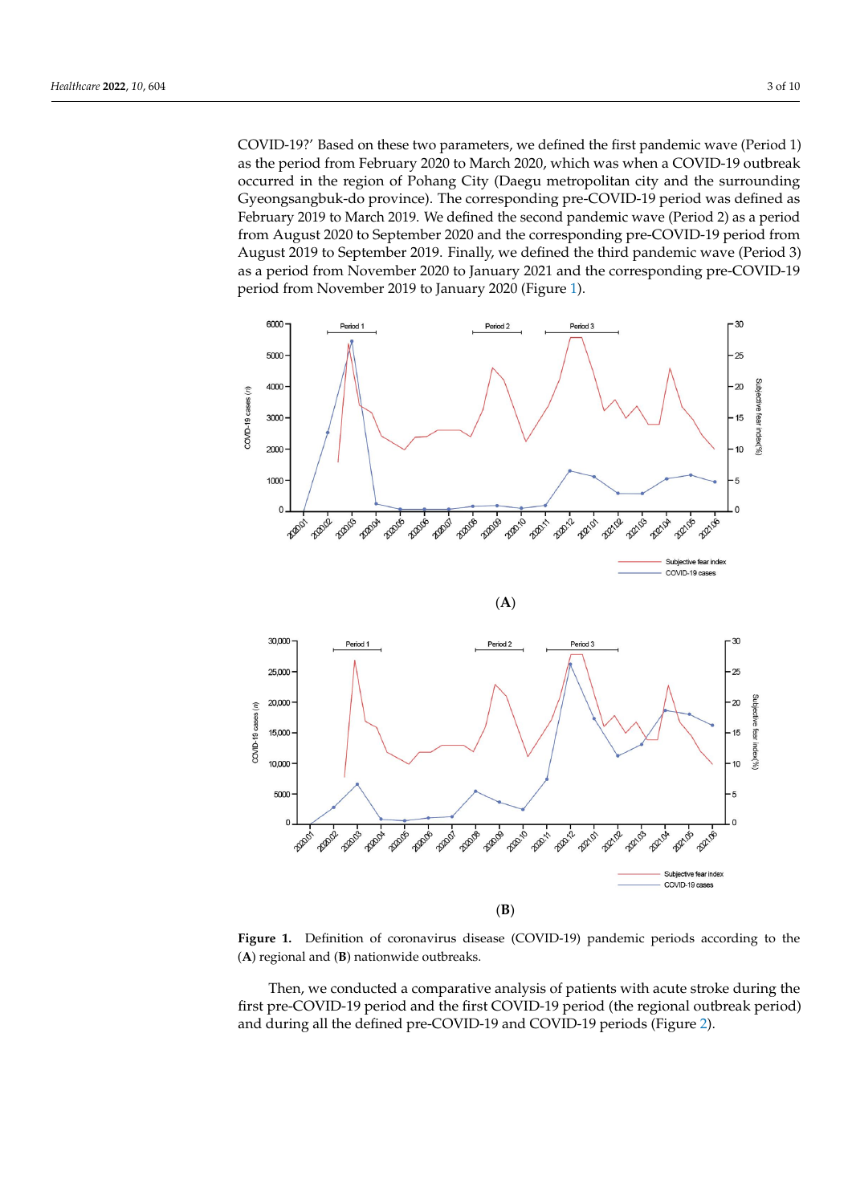COVID-19?' Based on these two parameters, we defined the first pandemic wave (Period 1) as the period from February 2020 to March 2020, which was when a COVID-19 outbreak occurred in the region of Pohang City (Daegu metropolitan city and the surrounding Gyeongsangbuk-do province). The corresponding pre-COVID-19 period was defined as February 2019 to March 2019. We defined the second pandemic wave (Period 2) as a period from August 2020 to September 2020 and the corresponding pre-COVID-19 period from August 2019 to September 2019. Finally, we defined the third pandemic wave (Period 3) as a period from November 2020 to January 2021 and the corresponding pre-COVID-19 period from November 2019 to January 2020 (Figure 1).

Period 1
Period 2
Period 3
COVID-19 cases (n)
Subjective fear index(%)
6000
5000
4000
3000
2000
1000
0
30
25
20
15
10
5
0
2020.01
2020.02
2020.03
2020.04
2020.05
2020.06
2020.07
2020.08
2020.09
2020.10
2020.11
2020.12
2021.01
2021.02
2021.03
2021.04
2021.05
2021.06
Subjective fear index
COVID-19 cases

(A)

Period 1
Period 2
Period 3
COVID-19 cases (n)
Subjective fear index(%)
30,000
25,000
20,000
15,000
10,000
5000
0
30
25
20
15
10
5
0
2020.01
2020.02
2020.03
2020.04
2020.05
2020.06
2020.07
2020.08
2020.09
2020.10
2020.11
2020.12
2021.01
2021.02
2021.03
2021.04
2021.05
2021.06
Subjective fear index
COVID-19 cases

(B)

**Figure 1.** Definition of coronavirus disease (COVID-19) pandemic periods according to the (**A**) regional and (**B**) nationwide outbreaks.

Then, we conducted a comparative analysis of patients with acute stroke during the first pre-COVID-19 period and the first COVID-19 period (the regional outbreak period) and during all the defined pre-COVID-19 and COVID-19 periods (Figure 2).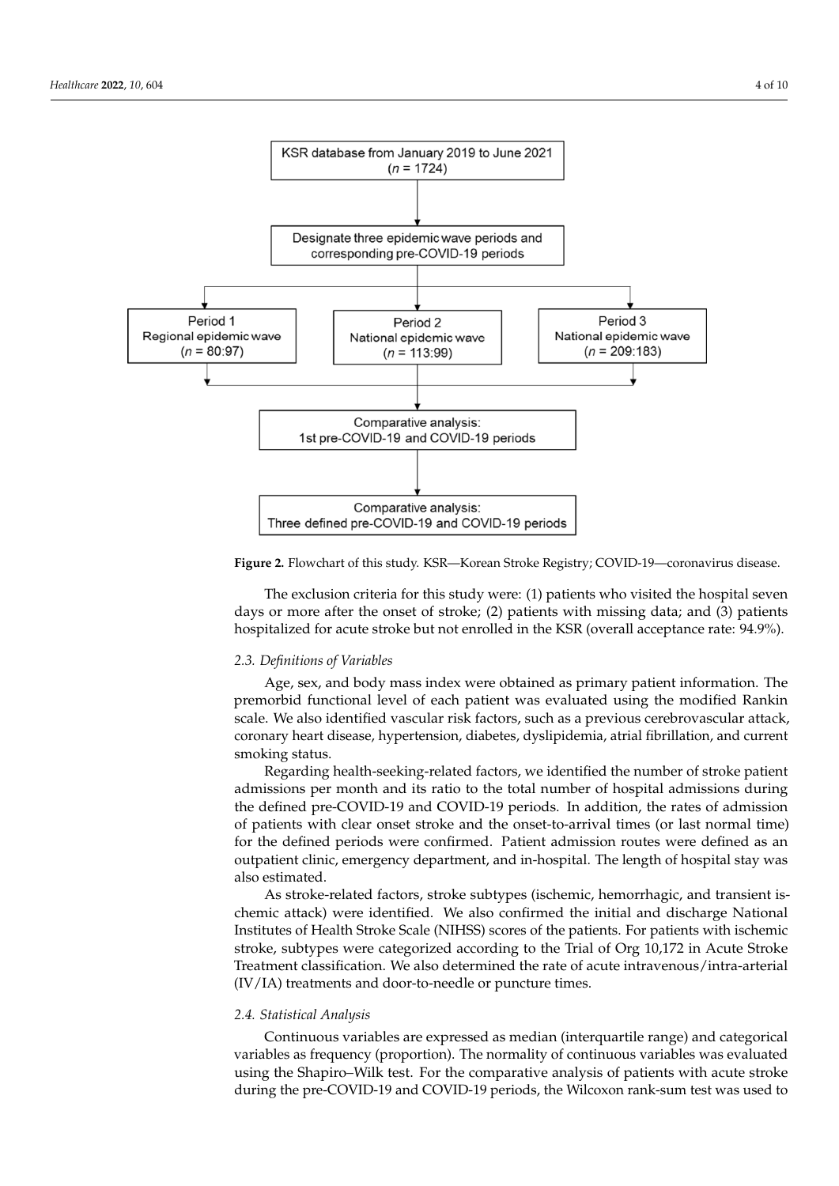KSR database from January 2019 to June 2021
($n$ = 1724)

Designate three epidemic wave periods and corresponding pre-COVID-19 periods

Period 1
Regional epidemic wave
($n$ = 80:97)

Period 2
National epidemic wave
($n$ = 113:99)

Period 3
National epidemic wave
($n$ = 209:183)

Comparative analysis:
1st pre-COVID-19 and COVID-19 periods

Comparative analysis:
Three defined pre-COVID-19 and COVID-19 periods

**Figure 2.** Flowchart of this study. KSR—Korean Stroke Registry; COVID-19—coronavirus disease.

The exclusion criteria for this study were: (1) patients who visited the hospital seven days or more after the onset of stroke; (2) patients with missing data; and (3) patients hospitalized for acute stroke but not enrolled in the KSR (overall acceptance rate: 94.9%).

### 2.3. Definitions of Variables

Age, sex, and body mass index were obtained as primary patient information. The premorbid functional level of each patient was evaluated using the modified Rankin scale. We also identified vascular risk factors, such as a previous cerebrovascular attack, coronary heart disease, hypertension, diabetes, dyslipidemia, atrial fibrillation, and current smoking status.

Regarding health-seeking-related factors, we identified the number of stroke patient admissions per month and its ratio to the total number of hospital admissions during the defined pre-COVID-19 and COVID-19 periods. In addition, the rates of admission of patients with clear onset stroke and the onset-to-arrival times (or last normal time) for the defined periods were confirmed. Patient admission routes were defined as an outpatient clinic, emergency department, and in-hospital. The length of hospital stay was also estimated.

As stroke-related factors, stroke subtypes (ischemic, hemorrhagic, and transient ischemic attack) were identified. We also confirmed the initial and discharge National Institutes of Health Stroke Scale (NIHSS) scores of the patients. For patients with ischemic stroke, subtypes were categorized according to the Trial of Org 10,172 in Acute Stroke Treatment classification. We also determined the rate of acute intravenous/intra-arterial (IV/IA) treatments and door-to-needle or puncture times.

### 2.4. Statistical Analysis

Continuous variables are expressed as median (interquartile range) and categorical variables as frequency (proportion). The normality of continuous variables was evaluated using the Shapiro–Wilk test. For the comparative analysis of patients with acute stroke during the pre-COVID-19 and COVID-19 periods, the Wilcoxon rank-sum test was used to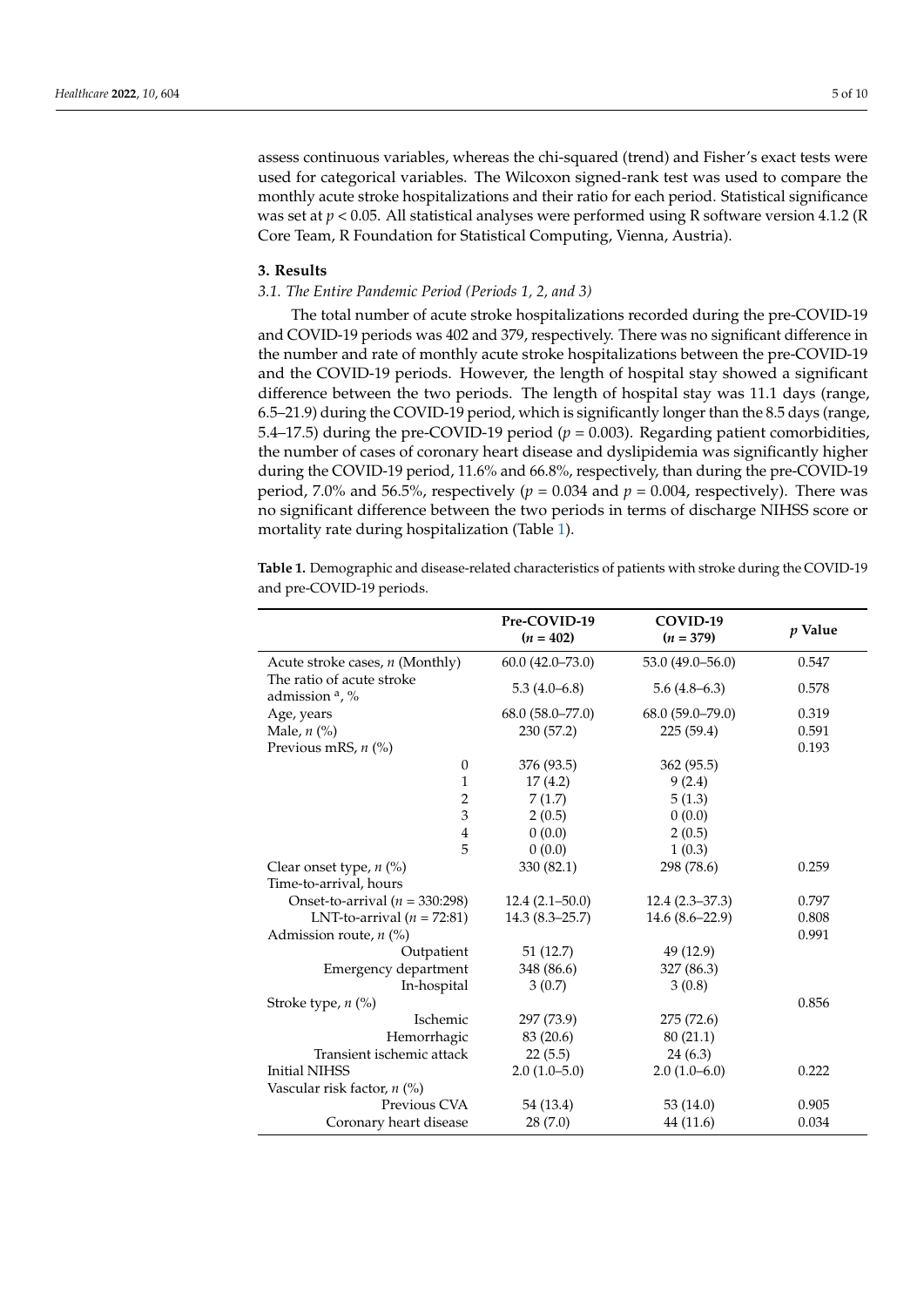assess continuous variables, whereas the chi-squared (trend) and Fisher's exact tests were used for categorical variables. The Wilcoxon signed-rank test was used to compare the monthly acute stroke hospitalizations and their ratio for each period. Statistical significance was set at $p < 0.05$. All statistical analyses were performed using R software version 4.1.2 (R Core Team, R Foundation for Statistical Computing, Vienna, Austria).

## 3. Results

### 3.1. The Entire Pandemic Period (Periods 1, 2, and 3)

The total number of acute stroke hospitalizations recorded during the pre-COVID-19 and COVID-19 periods was 402 and 379, respectively. There was no significant difference in the number and rate of monthly acute stroke hospitalizations between the pre-COVID-19 and the COVID-19 periods. However, the length of hospital stay showed a significant difference between the two periods. The length of hospital stay was 11.1 days (range, 6.5–21.9) during the COVID-19 period, which is significantly longer than the 8.5 days (range, 5.4–17.5) during the pre-COVID-19 period ($p = 0.003$). Regarding patient comorbidities, the number of cases of coronary heart disease and dyslipidemia was significantly higher during the COVID-19 period, 11.6% and 66.8%, respectively, than during the pre-COVID-19 period, 7.0% and 56.5%, respectively ($p = 0.034$ and $p = 0.004$, respectively). There was no significant difference between the two periods in terms of discharge NIHSS score or mortality rate during hospitalization (Table 1).

**Table 1.** Demographic and disease-related characteristics of patients with stroke during the COVID-19 and pre-COVID-19 periods.

| | Pre-COVID-19 ($n = 402$) | COVID-19 ($n = 379$) | $p$ Value |
|---|---|---|---|
| Acute stroke cases, $n$ (Monthly) | 60.0 (42.0–73.0) | 53.0 (49.0–56.0) | 0.547 |
| The ratio of acute stroke admission [a], % | 5.3 (4.0–6.8) | 5.6 (4.8–6.3) | 0.578 |
| Age, years | 68.0 (58.0–77.0) | 68.0 (59.0–79.0) | 0.319 |
| Male, $n$ (%) | 230 (57.2) | 225 (59.4) | 0.591 |
| Previous mRS, $n$ (%) | | | 0.193 |
| 0 | 376 (93.5) | 362 (95.5) | |
| 1 | 17 (4.2) | 9 (2.4) | |
| 2 | 7 (1.7) | 5 (1.3) | |
| 3 | 2 (0.5) | 0 (0.0) | |
| 4 | 0 (0.0) | 2 (0.5) | |
| 5 | 0 (0.0) | 1 (0.3) | |
| Clear onset type, $n$ (%) | 330 (82.1) | 298 (78.6) | 0.259 |
| Time-to-arrival, hours | | | |
| Onset-to-arrival ($n$ = 330:298) | 12.4 (2.1–50.0) | 12.4 (2.3–37.3) | 0.797 |
| LNT-to-arrival ($n$ = 72:81) | 14.3 (8.3–25.7) | 14.6 (8.6–22.9) | 0.808 |
| Admission route, $n$ (%) | | | 0.991 |
| Outpatient | 51 (12.7) | 49 (12.9) | |
| Emergency department | 348 (86.6) | 327 (86.3) | |
| In-hospital | 3 (0.7) | 3 (0.8) | |
| Stroke type, $n$ (%) | | | 0.856 |
| Ischemic | 297 (73.9) | 275 (72.6) | |
| Hemorrhagic | 83 (20.6) | 80 (21.1) | |
| Transient ischemic attack | 22 (5.5) | 24 (6.3) | |
| Initial NIHSS | 2.0 (1.0–5.0) | 2.0 (1.0–6.0) | 0.222 |
| Vascular risk factor, $n$ (%) | | | |
| Previous CVA | 54 (13.4) | 53 (14.0) | 0.905 |
| Coronary heart disease | 28 (7.0) | 44 (11.6) | 0.034 |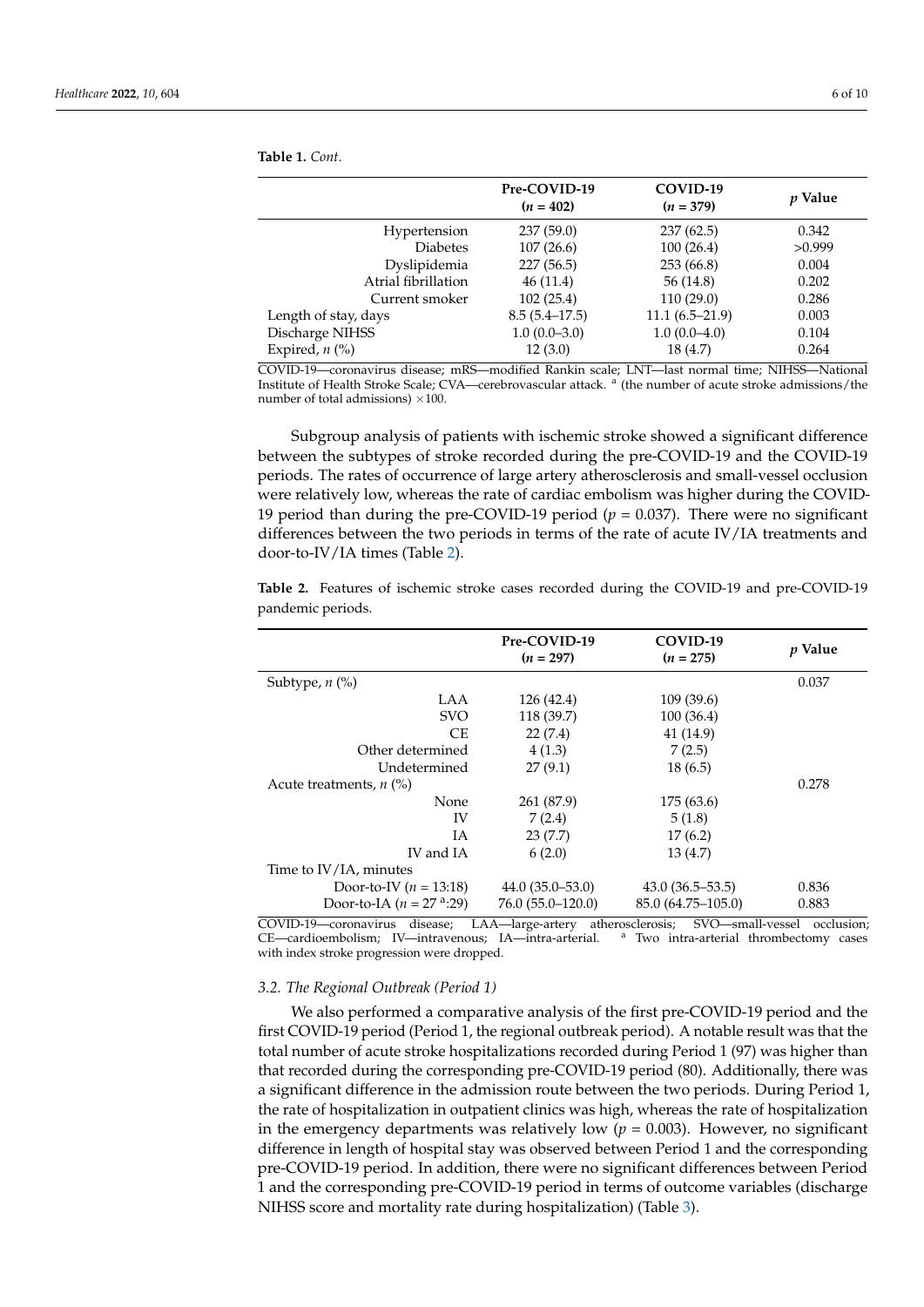**Table 1.** *Cont.*

| | Pre-COVID-19 ($n$ = 402) | COVID-19 ($n$ = 379) | $p$ Value |
|---|---|---|---|
| Hypertension | 237 (59.0) | 237 (62.5) | 0.342 |
| Diabetes | 107 (26.6) | 100 (26.4) | >0.999 |
| Dyslipidemia | 227 (56.5) | 253 (66.8) | 0.004 |
| Atrial fibrillation | 46 (11.4) | 56 (14.8) | 0.202 |
| Current smoker | 102 (25.4) | 110 (29.0) | 0.286 |
| Length of stay, days | 8.5 (5.4–17.5) | 11.1 (6.5–21.9) | 0.003 |
| Discharge NIHSS | 1.0 (0.0–3.0) | 1.0 (0.0–4.0) | 0.104 |
| Expired, $n$ (%) | 12 (3.0) | 18 (4.7) | 0.264 |

COVID-19—coronavirus disease; mRS—modified Rankin scale; LNT—last normal time; NIHSS—National Institute of Health Stroke Scale; CVA—cerebrovascular attack. [a] (the number of acute stroke admissions/the number of total admissions) ×100.

Subgroup analysis of patients with ischemic stroke showed a significant difference between the subtypes of stroke recorded during the pre-COVID-19 and the COVID-19 periods. The rates of occurrence of large artery atherosclerosis and small-vessel occlusion were relatively low, whereas the rate of cardiac embolism was higher during the COVID-19 period than during the pre-COVID-19 period ($p$ = 0.037). There were no significant differences between the two periods in terms of the rate of acute IV/IA treatments and door-to-IV/IA times (Table 2).

**Table 2.** Features of ischemic stroke cases recorded during the COVID-19 and pre-COVID-19 pandemic periods.

| | Pre-COVID-19 ($n$ = 297) | COVID-19 ($n$ = 275) | $p$ Value |
|---|---|---|---|
| Subtype, $n$ (%) | | | 0.037 |
| LAA | 126 (42.4) | 109 (39.6) | |
| SVO | 118 (39.7) | 100 (36.4) | |
| CE | 22 (7.4) | 41 (14.9) | |
| Other determined | 4 (1.3) | 7 (2.5) | |
| Undetermined | 27 (9.1) | 18 (6.5) | |
| Acute treatments, $n$ (%) | | | 0.278 |
| None | 261 (87.9) | 175 (63.6) | |
| IV | 7 (2.4) | 5 (1.8) | |
| IA | 23 (7.7) | 17 (6.2) | |
| IV and IA | 6 (2.0) | 13 (4.7) | |
| Time to IV/IA, minutes | | | |
| Door-to-IV ($n$ = 13:18) | 44.0 (35.0–53.0) | 43.0 (36.5–53.5) | 0.836 |
| Door-to-IA ($n$ = 27 [a]:29) | 76.0 (55.0–120.0) | 85.0 (64.75–105.0) | 0.883 |

COVID-19—coronavirus disease; LAA—large-artery atherosclerosis; SVO—small-vessel occlusion; CE—cardioembolism; IV—intravenous; IA—intra-arterial. [a] Two intra-arterial thrombectomy cases with index stroke progression were dropped.

### 3.2. The Regional Outbreak (Period 1)

We also performed a comparative analysis of the first pre-COVID-19 period and the first COVID-19 period (Period 1, the regional outbreak period). A notable result was that the total number of acute stroke hospitalizations recorded during Period 1 (97) was higher than that recorded during the corresponding pre-COVID-19 period (80). Additionally, there was a significant difference in the admission route between the two periods. During Period 1, the rate of hospitalization in outpatient clinics was high, whereas the rate of hospitalization in the emergency departments was relatively low ($p$ = 0.003). However, no significant difference in length of hospital stay was observed between Period 1 and the corresponding pre-COVID-19 period. In addition, there were no significant differences between Period 1 and the corresponding pre-COVID-19 period in terms of outcome variables (discharge NIHSS score and mortality rate during hospitalization) (Table 3).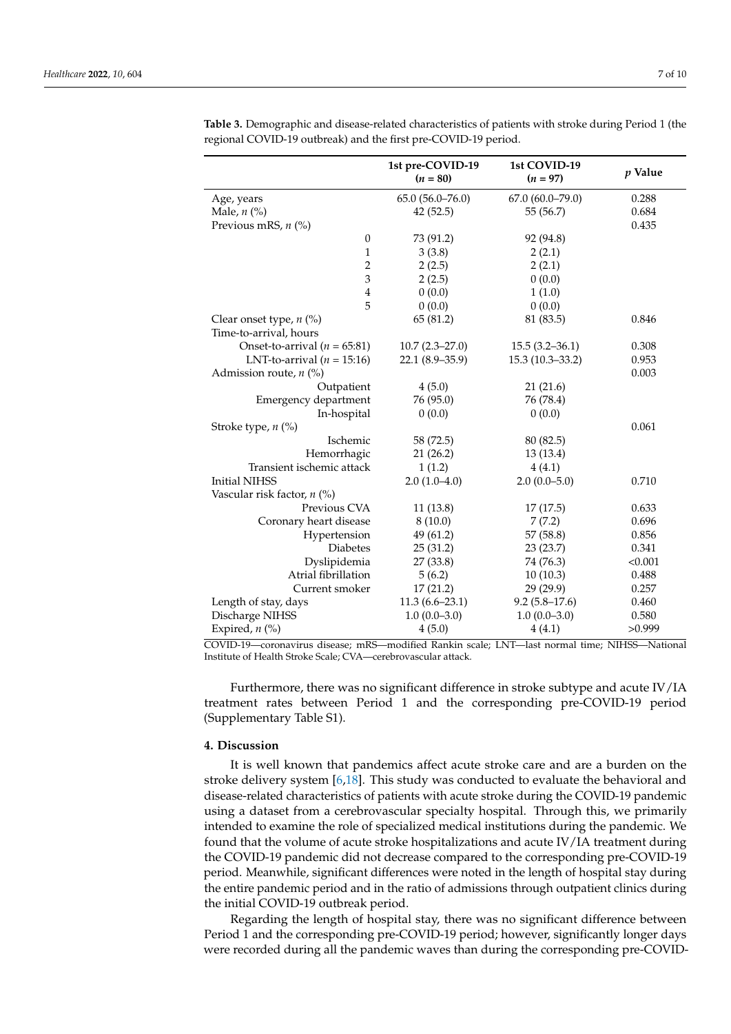**Table 3.** Demographic and disease-related characteristics of patients with stroke during Period 1 (the regional COVID-19 outbreak) and the first pre-COVID-19 period.

| | 1st pre-COVID-19 ($n$ = 80) | 1st COVID-19 ($n$ = 97) | $p$ Value |
|---|---|---|---|
| Age, years | 65.0 (56.0–76.0) | 67.0 (60.0–79.0) | 0.288 |
| Male, $n$ (%) | 42 (52.5) | 55 (56.7) | 0.684 |
| Previous mRS, $n$ (%) | | | 0.435 |
| 0 | 73 (91.2) | 92 (94.8) | |
| 1 | 3 (3.8) | 2 (2.1) | |
| 2 | 2 (2.5) | 2 (2.1) | |
| 3 | 2 (2.5) | 0 (0.0) | |
| 4 | 0 (0.0) | 1 (1.0) | |
| 5 | 0 (0.0) | 0 (0.0) | |
| Clear onset type, $n$ (%) | 65 (81.2) | 81 (83.5) | 0.846 |
| Time-to-arrival, hours | | | |
| Onset-to-arrival ($n$ = 65:81) | 10.7 (2.3–27.0) | 15.5 (3.2–36.1) | 0.308 |
| LNT-to-arrival ($n$ = 15:16) | 22.1 (8.9–35.9) | 15.3 (10.3–33.2) | 0.953 |
| Admission route, $n$ (%) | | | 0.003 |
| Outpatient | 4 (5.0) | 21 (21.6) | |
| Emergency department | 76 (95.0) | 76 (78.4) | |
| In-hospital | 0 (0.0) | 0 (0.0) | |
| Stroke type, $n$ (%) | | | 0.061 |
| Ischemic | 58 (72.5) | 80 (82.5) | |
| Hemorrhagic | 21 (26.2) | 13 (13.4) | |
| Transient ischemic attack | 1 (1.2) | 4 (4.1) | |
| Initial NIHSS | 2.0 (1.0–4.0) | 2.0 (0.0–5.0) | 0.710 |
| Vascular risk factor, $n$ (%) | | | |
| Previous CVA | 11 (13.8) | 17 (17.5) | 0.633 |
| Coronary heart disease | 8 (10.0) | 7 (7.2) | 0.696 |
| Hypertension | 49 (61.2) | 57 (58.8) | 0.856 |
| Diabetes | 25 (31.2) | 23 (23.7) | 0.341 |
| Dyslipidemia | 27 (33.8) | 74 (76.3) | <0.001 |
| Atrial fibrillation | 5 (6.2) | 10 (10.3) | 0.488 |
| Current smoker | 17 (21.2) | 29 (29.9) | 0.257 |
| Length of stay, days | 11.3 (6.6–23.1) | 9.2 (5.8–17.6) | 0.460 |
| Discharge NIHSS | 1.0 (0.0–3.0) | 1.0 (0.0–3.0) | 0.580 |
| Expired, $n$ (%) | 4 (5.0) | 4 (4.1) | >0.999 |

COVID-19—coronavirus disease; mRS—modified Rankin scale; LNT—last normal time; NIHSS—National Institute of Health Stroke Scale; CVA—cerebrovascular attack.

Furthermore, there was no significant difference in stroke subtype and acute IV/IA treatment rates between Period 1 and the corresponding pre-COVID-19 period (Supplementary Table S1).

## 4. Discussion

It is well known that pandemics affect acute stroke care and are a burden on the stroke delivery system [6,18]. This study was conducted to evaluate the behavioral and disease-related characteristics of patients with acute stroke during the COVID-19 pandemic using a dataset from a cerebrovascular specialty hospital. Through this, we primarily intended to examine the role of specialized medical institutions during the pandemic. We found that the volume of acute stroke hospitalizations and acute IV/IA treatment during the COVID-19 pandemic did not decrease compared to the corresponding pre-COVID-19 period. Meanwhile, significant differences were noted in the length of hospital stay during the entire pandemic period and in the ratio of admissions through outpatient clinics during the initial COVID-19 outbreak period.

Regarding the length of hospital stay, there was no significant difference between Period 1 and the corresponding pre-COVID-19 period; however, significantly longer days were recorded during all the pandemic waves than during the corresponding pre-COVID-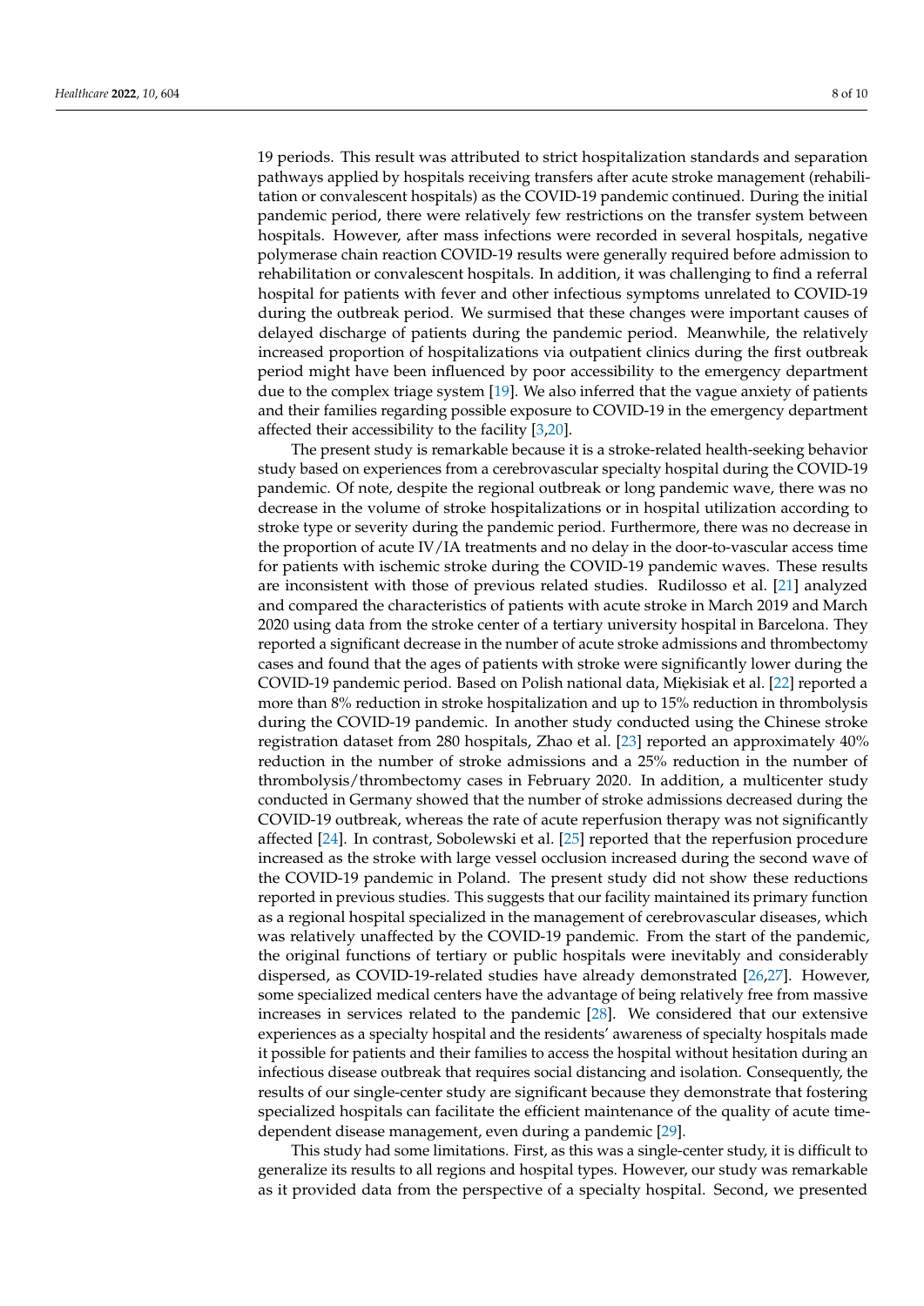19 periods. This result was attributed to strict hospitalization standards and separation pathways applied by hospitals receiving transfers after acute stroke management (rehabilitation or convalescent hospitals) as the COVID-19 pandemic continued. During the initial pandemic period, there were relatively few restrictions on the transfer system between hospitals. However, after mass infections were recorded in several hospitals, negative polymerase chain reaction COVID-19 results were generally required before admission to rehabilitation or convalescent hospitals. In addition, it was challenging to find a referral hospital for patients with fever and other infectious symptoms unrelated to COVID-19 during the outbreak period. We surmised that these changes were important causes of delayed discharge of patients during the pandemic period. Meanwhile, the relatively increased proportion of hospitalizations via outpatient clinics during the first outbreak period might have been influenced by poor accessibility to the emergency department due to the complex triage system [19]. We also inferred that the vague anxiety of patients and their families regarding possible exposure to COVID-19 in the emergency department affected their accessibility to the facility [3,20].

The present study is remarkable because it is a stroke-related health-seeking behavior study based on experiences from a cerebrovascular specialty hospital during the COVID-19 pandemic. Of note, despite the regional outbreak or long pandemic wave, there was no decrease in the volume of stroke hospitalizations or in hospital utilization according to stroke type or severity during the pandemic period. Furthermore, there was no decrease in the proportion of acute IV/IA treatments and no delay in the door-to-vascular access time for patients with ischemic stroke during the COVID-19 pandemic waves. These results are inconsistent with those of previous related studies. Rudilosso et al. [21] analyzed and compared the characteristics of patients with acute stroke in March 2019 and March 2020 using data from the stroke center of a tertiary university hospital in Barcelona. They reported a significant decrease in the number of acute stroke admissions and thrombectomy cases and found that the ages of patients with stroke were significantly lower during the COVID-19 pandemic period. Based on Polish national data, Miękisiak et al. [22] reported a more than 8% reduction in stroke hospitalization and up to 15% reduction in thrombolysis during the COVID-19 pandemic. In another study conducted using the Chinese stroke registration dataset from 280 hospitals, Zhao et al. [23] reported an approximately 40% reduction in the number of stroke admissions and a 25% reduction in the number of thrombolysis/thrombectomy cases in February 2020. In addition, a multicenter study conducted in Germany showed that the number of stroke admissions decreased during the COVID-19 outbreak, whereas the rate of acute reperfusion therapy was not significantly affected [24]. In contrast, Sobolewski et al. [25] reported that the reperfusion procedure increased as the stroke with large vessel occlusion increased during the second wave of the COVID-19 pandemic in Poland. The present study did not show these reductions reported in previous studies. This suggests that our facility maintained its primary function as a regional hospital specialized in the management of cerebrovascular diseases, which was relatively unaffected by the COVID-19 pandemic. From the start of the pandemic, the original functions of tertiary or public hospitals were inevitably and considerably dispersed, as COVID-19-related studies have already demonstrated [26,27]. However, some specialized medical centers have the advantage of being relatively free from massive increases in services related to the pandemic [28]. We considered that our extensive experiences as a specialty hospital and the residents' awareness of specialty hospitals made it possible for patients and their families to access the hospital without hesitation during an infectious disease outbreak that requires social distancing and isolation. Consequently, the results of our single-center study are significant because they demonstrate that fostering specialized hospitals can facilitate the efficient maintenance of the quality of acute time-dependent disease management, even during a pandemic [29].

This study had some limitations. First, as this was a single-center study, it is difficult to generalize its results to all regions and hospital types. However, our study was remarkable as it provided data from the perspective of a specialty hospital. Second, we presented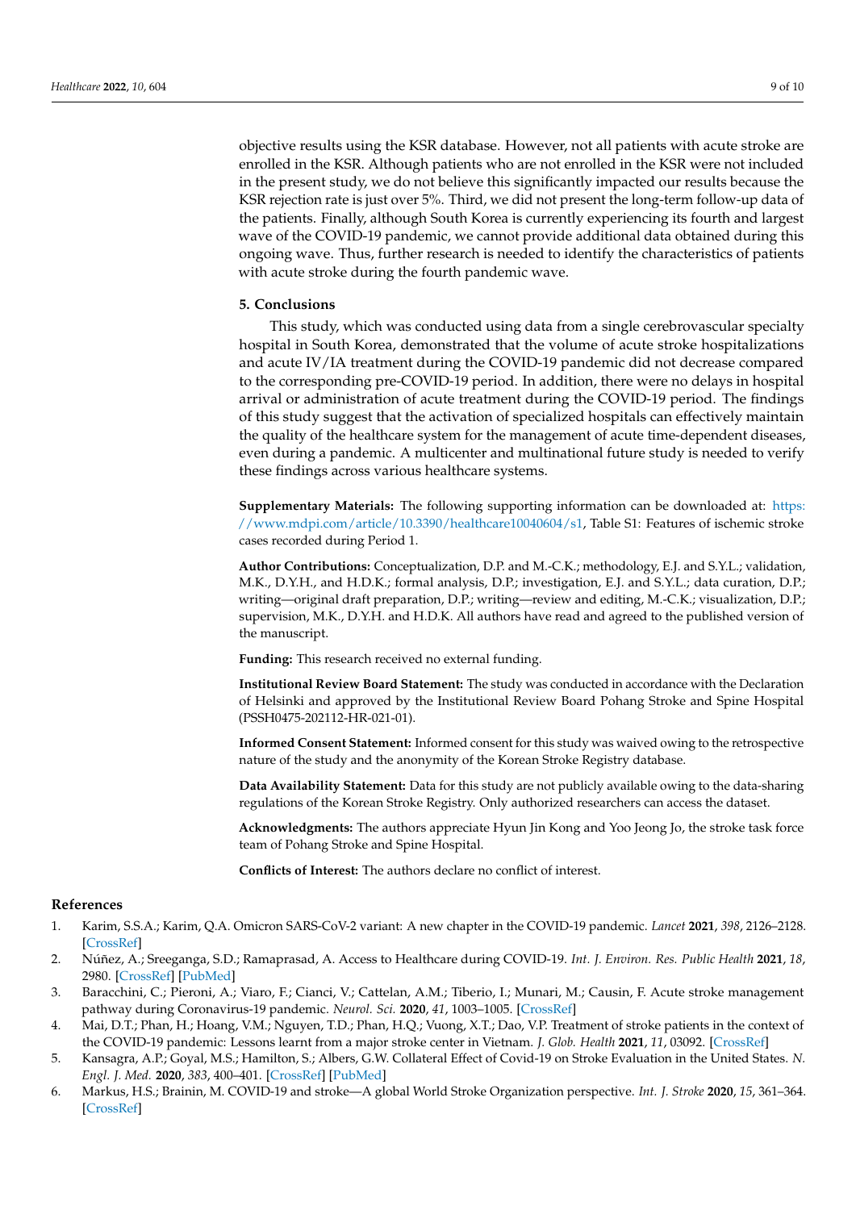objective results using the KSR database. However, not all patients with acute stroke are enrolled in the KSR. Although patients who are not enrolled in the KSR were not included in the present study, we do not believe this significantly impacted our results because the KSR rejection rate is just over 5%. Third, we did not present the long-term follow-up data of the patients. Finally, although South Korea is currently experiencing its fourth and largest wave of the COVID-19 pandemic, we cannot provide additional data obtained during this ongoing wave. Thus, further research is needed to identify the characteristics of patients with acute stroke during the fourth pandemic wave.

## 5. Conclusions

This study, which was conducted using data from a single cerebrovascular specialty hospital in South Korea, demonstrated that the volume of acute stroke hospitalizations and acute IV/IA treatment during the COVID-19 pandemic did not decrease compared to the corresponding pre-COVID-19 period. In addition, there were no delays in hospital arrival or administration of acute treatment during the COVID-19 period. The findings of this study suggest that the activation of specialized hospitals can effectively maintain the quality of the healthcare system for the management of acute time-dependent diseases, even during a pandemic. A multicenter and multinational future study is needed to verify these findings across various healthcare systems.

**Supplementary Materials:** The following supporting information can be downloaded at: https://www.mdpi.com/article/10.3390/healthcare10040604/s1, Table S1: Features of ischemic stroke cases recorded during Period 1.

**Author Contributions:** Conceptualization, D.P. and M.-C.K.; methodology, E.J. and S.Y.L.; validation, M.K., D.Y.H., and H.D.K.; formal analysis, D.P.; investigation, E.J. and S.Y.L.; data curation, D.P.; writing—original draft preparation, D.P.; writing—review and editing, M.-C.K.; visualization, D.P.; supervision, M.K., D.Y.H. and H.D.K. All authors have read and agreed to the published version of the manuscript.

**Funding:** This research received no external funding.

**Institutional Review Board Statement:** The study was conducted in accordance with the Declaration of Helsinki and approved by the Institutional Review Board Pohang Stroke and Spine Hospital (PSSH0475-202112-HR-021-01).

**Informed Consent Statement:** Informed consent for this study was waived owing to the retrospective nature of the study and the anonymity of the Korean Stroke Registry database.

**Data Availability Statement:** Data for this study are not publicly available owing to the data-sharing regulations of the Korean Stroke Registry. Only authorized researchers can access the dataset.

**Acknowledgments:** The authors appreciate Hyun Jin Kong and Yoo Jeong Jo, the stroke task force team of Pohang Stroke and Spine Hospital.

**Conflicts of Interest:** The authors declare no conflict of interest.

## References

1. Karim, S.S.A.; Karim, Q.A. Omicron SARS-CoV-2 variant: A new chapter in the COVID-19 pandemic. *Lancet* **2021**, *398*, 2126–2128. [CrossRef]
2. Núñez, A.; Sreeganga, S.D.; Ramaprasad, A. Access to Healthcare during COVID-19. *Int. J. Environ. Res. Public Health* **2021**, *18*, 2980. [CrossRef] [PubMed]
3. Baracchini, C.; Pieroni, A.; Viaro, F.; Cianci, V.; Cattelan, A.M.; Tiberio, I.; Munari, M.; Causin, F. Acute stroke management pathway during Coronavirus-19 pandemic. *Neurol. Sci.* **2020**, *41*, 1003–1005. [CrossRef]
4. Mai, D.T.; Phan, H.; Hoang, V.M.; Nguyen, T.D.; Phan, H.Q.; Vuong, X.T.; Dao, V.P. Treatment of stroke patients in the context of the COVID-19 pandemic: Lessons learnt from a major stroke center in Vietnam. *J. Glob. Health* **2021**, *11*, 03092. [CrossRef]
5. Kansagra, A.P.; Goyal, M.S.; Hamilton, S.; Albers, G.W. Collateral Effect of Covid-19 on Stroke Evaluation in the United States. *N. Engl. J. Med.* **2020**, *383*, 400–401. [CrossRef] [PubMed]
6. Markus, H.S.; Brainin, M. COVID-19 and stroke—A global World Stroke Organization perspective. *Int. J. Stroke* **2020**, *15*, 361–364. [CrossRef]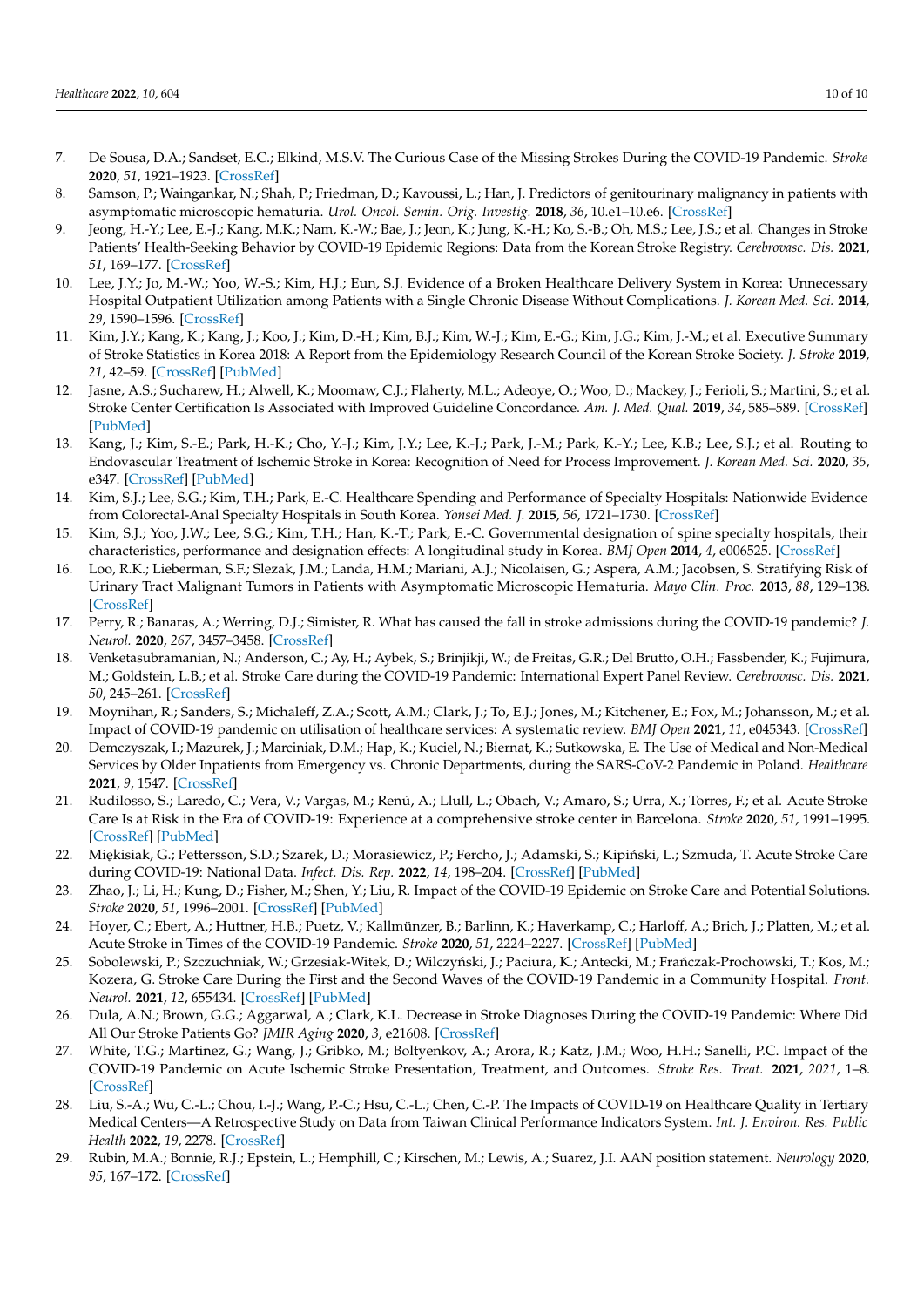7. De Sousa, D.A.; Sandset, E.C.; Elkind, M.S.V. The Curious Case of the Missing Strokes During the COVID-19 Pandemic. *Stroke* **2020**, *51*, 1921–1923. [CrossRef]
8. Samson, P.; Waingankar, N.; Shah, P.; Friedman, D.; Kavoussi, L.; Han, J. Predictors of genitourinary malignancy in patients with asymptomatic microscopic hematuria. *Urol. Oncol. Semin. Orig. Investig.* **2018**, *36*, 10.e1–10.e6. [CrossRef]
9. Jeong, H.-Y.; Lee, E.-J.; Kang, M.K.; Nam, K.-W.; Bae, J.; Jeon, K.; Jung, K.-H.; Ko, S.-B.; Oh, M.S.; Lee, J.S.; et al. Changes in Stroke Patients' Health-Seeking Behavior by COVID-19 Epidemic Regions: Data from the Korean Stroke Registry. *Cerebrovasc. Dis.* **2021**, *51*, 169–177. [CrossRef]
10. Lee, J.Y.; Jo, M.-W.; Yoo, W.-S.; Kim, H.J.; Eun, S.J. Evidence of a Broken Healthcare Delivery System in Korea: Unnecessary Hospital Outpatient Utilization among Patients with a Single Chronic Disease Without Complications. *J. Korean Med. Sci.* **2014**, *29*, 1590–1596. [CrossRef]
11. Kim, J.Y.; Kang, K.; Kang, J.; Koo, J.; Kim, D.-H.; Kim, B.J.; Kim, W.-J.; Kim, E.-G.; Kim, J.G.; Kim, J.-M.; et al. Executive Summary of Stroke Statistics in Korea 2018: A Report from the Epidemiology Research Council of the Korean Stroke Society. *J. Stroke* **2019**, *21*, 42–59. [CrossRef] [PubMed]
12. Jasne, A.S.; Sucharew, H.; Alwell, K.; Moomaw, C.J.; Flaherty, M.L.; Adeoye, O.; Woo, D.; Mackey, J.; Ferioli, S.; Martini, S.; et al. Stroke Center Certification Is Associated with Improved Guideline Concordance. *Am. J. Med. Qual.* **2019**, *34*, 585–589. [CrossRef] [PubMed]
13. Kang, J.; Kim, S.-E.; Park, H.-K.; Cho, Y.-J.; Kim, J.Y.; Lee, K.-J.; Park, J.-M.; Park, K.-Y.; Lee, K.B.; Lee, S.J.; et al. Routing to Endovascular Treatment of Ischemic Stroke in Korea: Recognition of Need for Process Improvement. *J. Korean Med. Sci.* **2020**, *35*, e347. [CrossRef] [PubMed]
14. Kim, S.J.; Lee, S.G.; Kim, T.H.; Park, E.-C. Healthcare Spending and Performance of Specialty Hospitals: Nationwide Evidence from Colorectal-Anal Specialty Hospitals in South Korea. *Yonsei Med. J.* **2015**, *56*, 1721–1730. [CrossRef]
15. Kim, S.J.; Yoo, J.W.; Lee, S.G.; Kim, T.H.; Han, K.-T.; Park, E.-C. Governmental designation of spine specialty hospitals, their characteristics, performance and designation effects: A longitudinal study in Korea. *BMJ Open* **2014**, *4*, e006525. [CrossRef]
16. Loo, R.K.; Lieberman, S.F.; Slezak, J.M.; Landa, H.M.; Mariani, A.J.; Nicolaisen, G.; Aspera, A.M.; Jacobsen, S. Stratifying Risk of Urinary Tract Malignant Tumors in Patients with Asymptomatic Microscopic Hematuria. *Mayo Clin. Proc.* **2013**, *88*, 129–138. [CrossRef]
17. Perry, R.; Banaras, A.; Werring, D.J.; Simister, R. What has caused the fall in stroke admissions during the COVID-19 pandemic? *J. Neurol.* **2020**, *267*, 3457–3458. [CrossRef]
18. Venketasubramanian, N.; Anderson, C.; Ay, H.; Aybek, S.; Brinjikji, W.; de Freitas, G.R.; Del Brutto, O.H.; Fassbender, K.; Fujimura, M.; Goldstein, L.B.; et al. Stroke Care during the COVID-19 Pandemic: International Expert Panel Review. *Cerebrovasc. Dis.* **2021**, *50*, 245–261. [CrossRef]
19. Moynihan, R.; Sanders, S.; Michaleff, Z.A.; Scott, A.M.; Clark, J.; To, E.J.; Jones, M.; Kitchener, E.; Fox, M.; Johansson, M.; et al. Impact of COVID-19 pandemic on utilisation of healthcare services: A systematic review. *BMJ Open* **2021**, *11*, e045343. [CrossRef]
20. Demczyszak, I.; Mazurek, J.; Marciniak, D.M.; Hap, K.; Kuciel, N.; Biernat, K.; Sutkowska, E. The Use of Medical and Non-Medical Services by Older Inpatients from Emergency vs. Chronic Departments, during the SARS-CoV-2 Pandemic in Poland. *Healthcare* **2021**, *9*, 1547. [CrossRef]
21. Rudilosso, S.; Laredo, C.; Vera, V.; Vargas, M.; Renú, A.; Llull, L.; Obach, V.; Amaro, S.; Urra, X.; Torres, F.; et al. Acute Stroke Care Is at Risk in the Era of COVID-19: Experience at a comprehensive stroke center in Barcelona. *Stroke* **2020**, *51*, 1991–1995. [CrossRef] [PubMed]
22. Miękisiak, G.; Pettersson, S.D.; Szarek, D.; Morasiewicz, P.; Fercho, J.; Adamski, S.; Kipiński, L.; Szmuda, T. Acute Stroke Care during COVID-19: National Data. *Infect. Dis. Rep.* **2022**, *14*, 198–204. [CrossRef] [PubMed]
23. Zhao, J.; Li, H.; Kung, D.; Fisher, M.; Shen, Y.; Liu, R. Impact of the COVID-19 Epidemic on Stroke Care and Potential Solutions. *Stroke* **2020**, *51*, 1996–2001. [CrossRef] [PubMed]
24. Hoyer, C.; Ebert, A.; Huttner, H.B.; Puetz, V.; Kallmünzer, B.; Barlinn, K.; Haverkamp, C.; Harloff, A.; Brich, J.; Platten, M.; et al. Acute Stroke in Times of the COVID-19 Pandemic. *Stroke* **2020**, *51*, 2224–2227. [CrossRef] [PubMed]
25. Sobolewski, P.; Szczuchniak, W.; Grzesiak-Witek, D.; Wilczyński, J.; Paciura, K.; Antecki, M.; Frańczak-Prochowski, T.; Kos, M.; Kozera, G. Stroke Care During the First and the Second Waves of the COVID-19 Pandemic in a Community Hospital. *Front. Neurol.* **2021**, *12*, 655434. [CrossRef] [PubMed]
26. Dula, A.N.; Brown, G.G.; Aggarwal, A.; Clark, K.L. Decrease in Stroke Diagnoses During the COVID-19 Pandemic: Where Did All Our Stroke Patients Go? *JMIR Aging* **2020**, *3*, e21608. [CrossRef]
27. White, T.G.; Martinez, G.; Wang, J.; Gribko, M.; Boltyenkov, A.; Arora, R.; Katz, J.M.; Woo, H.H.; Sanelli, P.C. Impact of the COVID-19 Pandemic on Acute Ischemic Stroke Presentation, Treatment, and Outcomes. *Stroke Res. Treat.* **2021**, *2021*, 1–8. [CrossRef]
28. Liu, S.-A.; Wu, C.-L.; Chou, I.-J.; Wang, P.-C.; Hsu, C.-L.; Chen, C.-P. The Impacts of COVID-19 on Healthcare Quality in Tertiary Medical Centers—A Retrospective Study on Data from Taiwan Clinical Performance Indicators System. *Int. J. Environ. Res. Public Health* **2022**, *19*, 2278. [CrossRef]
29. Rubin, M.A.; Bonnie, R.J.; Epstein, L.; Hemphill, C.; Kirschen, M.; Lewis, A.; Suarez, J.I. AAN position statement. *Neurology* **2020**, *95*, 167–172. [CrossRef]